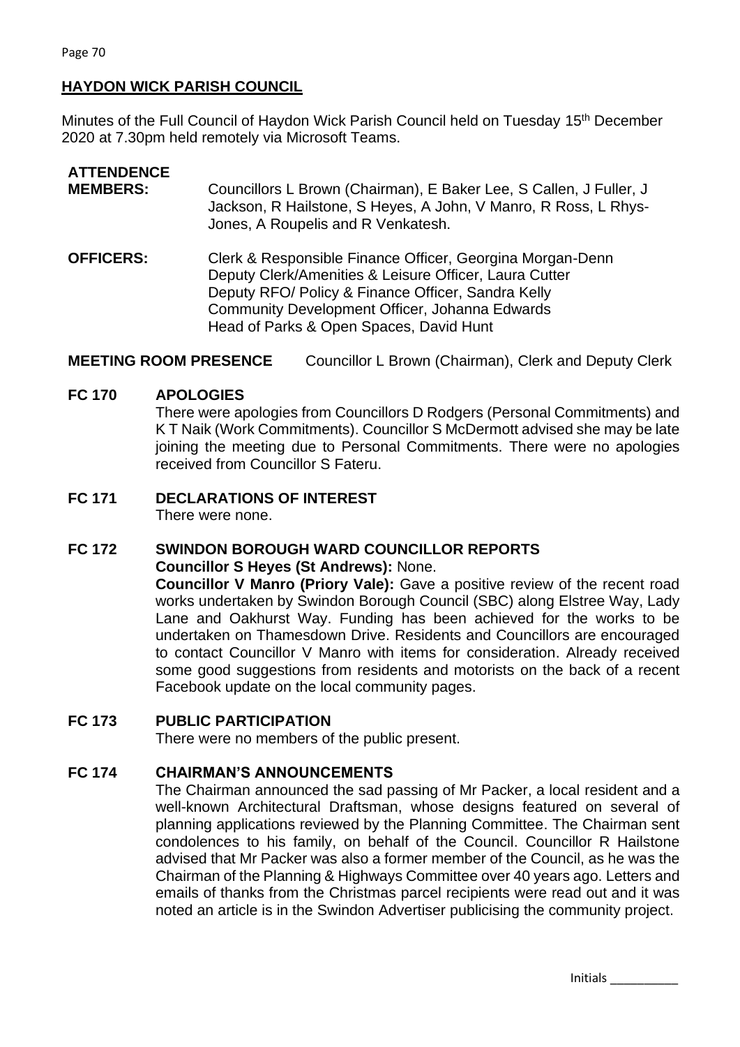## HAYDON WICK PARISH COUNCIL

Minutes of the Full Council of Haydon Wick Parish Council held on Tuesday 15th December 2020 at 7.30pm held remotely via Microsoft Teams.

**ATTENDENCE**

**MEMBERS:** Councillors L Brown (Chairman), E Baker Lee, S Callen, J Fuller, J Jackson, R Hailstone, S Heyes, A John, V Manro, R Ross, L Rhys-Jones, A Roupelis and R Venkatesh.

**OFFICERS:** Clerk & Responsible Finance Officer, Georgina Morgan-Denn
Deputy Clerk/Amenities & Leisure Officer, Laura Cutter
Deputy RFO/ Policy & Finance Officer, Sandra Kelly
Community Development Officer, Johanna Edwards
Head of Parks & Open Spaces, David Hunt

**MEETING ROOM PRESENCE** Councillor L Brown (Chairman), Clerk and Deputy Clerk

**FC 170 APOLOGIES**

There were apologies from Councillors D Rodgers (Personal Commitments) and K T Naik (Work Commitments). Councillor S McDermott advised she may be late joining the meeting due to Personal Commitments. There were no apologies received from Councillor S Fateru.

**FC 171 DECLARATIONS OF INTEREST**

There were none.

**FC 172 SWINDON BOROUGH WARD COUNCILLOR REPORTS**

**Councillor S Heyes (St Andrews):** None.

**Councillor V Manro (Priory Vale):** Gave a positive review of the recent road works undertaken by Swindon Borough Council (SBC) along Elstree Way, Lady Lane and Oakhurst Way. Funding has been achieved for the works to be undertaken on Thamesdown Drive. Residents and Councillors are encouraged to contact Councillor V Manro with items for consideration. Already received some good suggestions from residents and motorists on the back of a recent Facebook update on the local community pages.

**FC 173 PUBLIC PARTICIPATION**

There were no members of the public present.

**FC 174 CHAIRMAN'S ANNOUNCEMENTS**

The Chairman announced the sad passing of Mr Packer, a local resident and a well-known Architectural Draftsman, whose designs featured on several of planning applications reviewed by the Planning Committee. The Chairman sent condolences to his family, on behalf of the Council. Councillor R Hailstone advised that Mr Packer was also a former member of the Council, as he was the Chairman of the Planning & Highways Committee over 40 years ago. Letters and emails of thanks from the Christmas parcel recipients were read out and it was noted an article is in the Swindon Advertiser publicising the community project.

Initials __________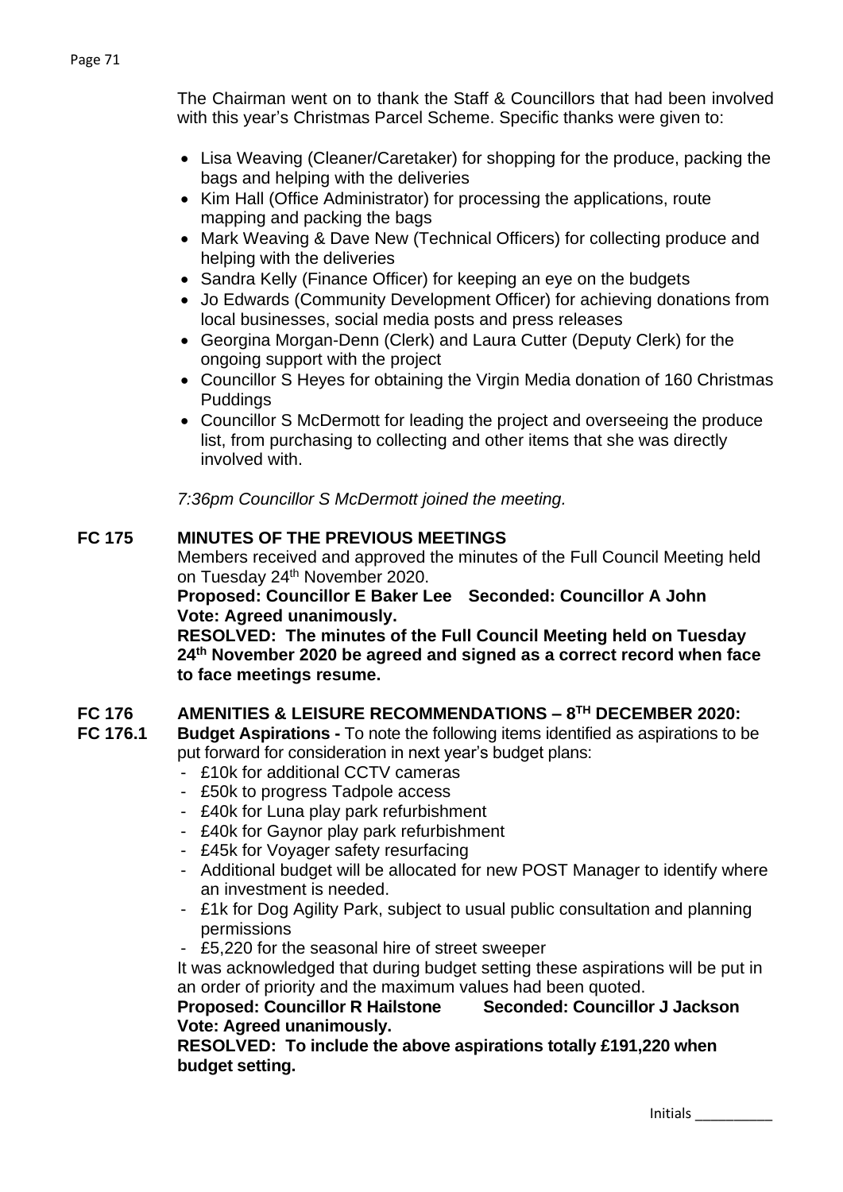The Chairman went on to thank the Staff & Councillors that had been involved with this year's Christmas Parcel Scheme. Specific thanks were given to:

- Lisa Weaving (Cleaner/Caretaker) for shopping for the produce, packing the bags and helping with the deliveries
- Kim Hall (Office Administrator) for processing the applications, route mapping and packing the bags
- Mark Weaving & Dave New (Technical Officers) for collecting produce and helping with the deliveries
- Sandra Kelly (Finance Officer) for keeping an eye on the budgets
- Jo Edwards (Community Development Officer) for achieving donations from local businesses, social media posts and press releases
- Georgina Morgan-Denn (Clerk) and Laura Cutter (Deputy Clerk) for the ongoing support with the project
- Councillor S Heyes for obtaining the Virgin Media donation of 160 Christmas Puddings
- Councillor S McDermott for leading the project and overseeing the produce list, from purchasing to collecting and other items that she was directly involved with.

*7:36pm Councillor S McDermott joined the meeting.*

**FC 175 MINUTES OF THE PREVIOUS MEETINGS**

Members received and approved the minutes of the Full Council Meeting held on Tuesday 24th November 2020.

**Proposed: Councillor E Baker Lee Seconded: Councillor A John**
**Vote: Agreed unanimously.**

**RESOLVED: The minutes of the Full Council Meeting held on Tuesday 24th November 2020 be agreed and signed as a correct record when face to face meetings resume.**

**FC 176 AMENITIES & LEISURE RECOMMENDATIONS – 8TH DECEMBER 2020:**

**FC 176.1 Budget Aspirations -** To note the following items identified as aspirations to be put forward for consideration in next year's budget plans:

- £10k for additional CCTV cameras
- £50k to progress Tadpole access
- £40k for Luna play park refurbishment
- £40k for Gaynor play park refurbishment
- £45k for Voyager safety resurfacing
- Additional budget will be allocated for new POST Manager to identify where an investment is needed.
- £1k for Dog Agility Park, subject to usual public consultation and planning permissions
- £5,220 for the seasonal hire of street sweeper

It was acknowledged that during budget setting these aspirations will be put in an order of priority and the maximum values had been quoted.

**Proposed: Councillor R Hailstone Seconded: Councillor J Jackson**
**Vote: Agreed unanimously.**

**RESOLVED: To include the above aspirations totally £191,220 when budget setting.**

Initials __________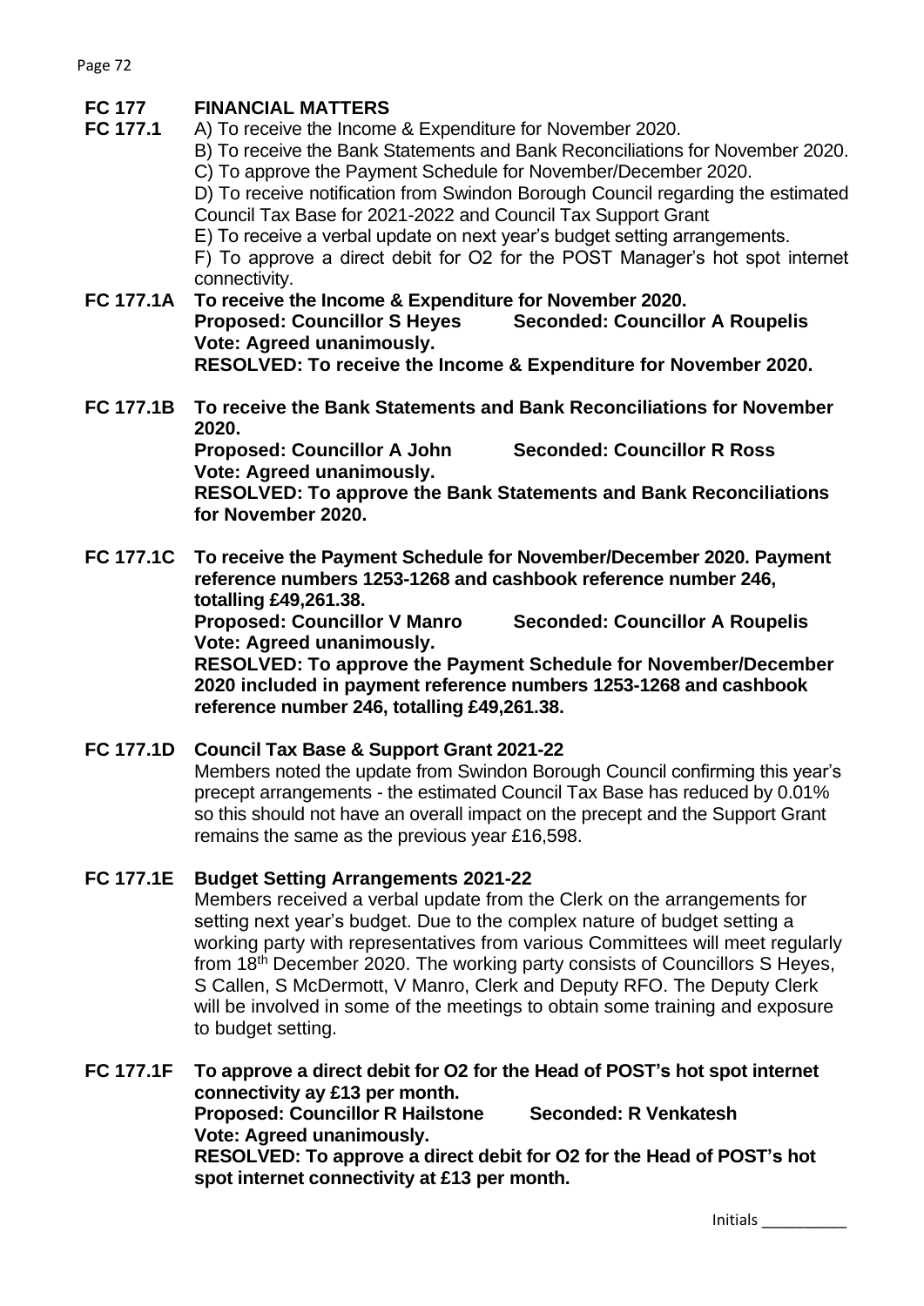## FC 177 FINANCIAL MATTERS

**FC 177.1** A) To receive the Income & Expenditure for November 2020.
B) To receive the Bank Statements and Bank Reconciliations for November 2020.
C) To approve the Payment Schedule for November/December 2020.
D) To receive notification from Swindon Borough Council regarding the estimated Council Tax Base for 2021-2022 and Council Tax Support Grant
E) To receive a verbal update on next year's budget setting arrangements.
F) To approve a direct debit for O2 for the POST Manager's hot spot internet connectivity.

**FC 177.1A To receive the Income & Expenditure for November 2020.**
**Proposed: Councillor S Heyes Seconded: Councillor A Roupelis**
**Vote: Agreed unanimously.**
**RESOLVED: To receive the Income & Expenditure for November 2020.**

**FC 177.1B To receive the Bank Statements and Bank Reconciliations for November 2020.**
**Proposed: Councillor A John Seconded: Councillor R Ross**
**Vote: Agreed unanimously.**
**RESOLVED: To approve the Bank Statements and Bank Reconciliations for November 2020.**

**FC 177.1C To receive the Payment Schedule for November/December 2020. Payment reference numbers 1253-1268 and cashbook reference number 246, totalling £49,261.38.**
**Proposed: Councillor V Manro Seconded: Councillor A Roupelis**
**Vote: Agreed unanimously.**
**RESOLVED: To approve the Payment Schedule for November/December 2020 included in payment reference numbers 1253-1268 and cashbook reference number 246, totalling £49,261.38.**

**FC 177.1D Council Tax Base & Support Grant 2021-22**
Members noted the update from Swindon Borough Council confirming this year's precept arrangements - the estimated Council Tax Base has reduced by 0.01% so this should not have an overall impact on the precept and the Support Grant remains the same as the previous year £16,598.

**FC 177.1E Budget Setting Arrangements 2021-22**
Members received a verbal update from the Clerk on the arrangements for setting next year's budget. Due to the complex nature of budget setting a working party with representatives from various Committees will meet regularly from 18th December 2020. The working party consists of Councillors S Heyes, S Callen, S McDermott, V Manro, Clerk and Deputy RFO. The Deputy Clerk will be involved in some of the meetings to obtain some training and exposure to budget setting.

**FC 177.1F To approve a direct debit for O2 for the Head of POST's hot spot internet connectivity ay £13 per month.**
**Proposed: Councillor R Hailstone Seconded: R Venkatesh**
**Vote: Agreed unanimously.**
**RESOLVED: To approve a direct debit for O2 for the Head of POST's hot spot internet connectivity at £13 per month.**

Initials __________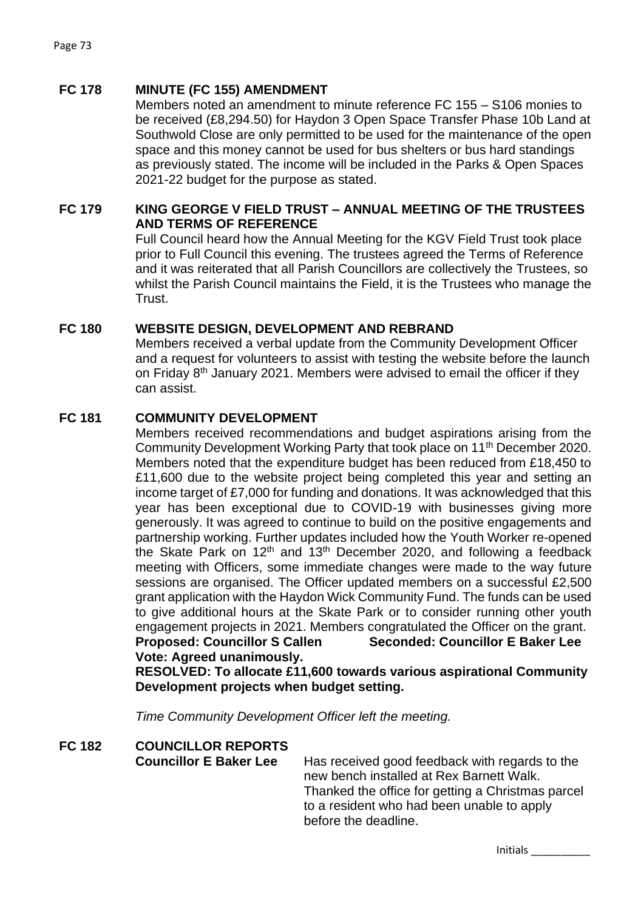## FC 178 MINUTE (FC 155) AMENDMENT

Members noted an amendment to minute reference FC 155 – S106 monies to be received (£8,294.50) for Haydon 3 Open Space Transfer Phase 10b Land at Southwold Close are only permitted to be used for the maintenance of the open space and this money cannot be used for bus shelters or bus hard standings as previously stated. The income will be included in the Parks & Open Spaces 2021-22 budget for the purpose as stated.

## FC 179 KING GEORGE V FIELD TRUST – ANNUAL MEETING OF THE TRUSTEES AND TERMS OF REFERENCE

Full Council heard how the Annual Meeting for the KGV Field Trust took place prior to Full Council this evening. The trustees agreed the Terms of Reference and it was reiterated that all Parish Councillors are collectively the Trustees, so whilst the Parish Council maintains the Field, it is the Trustees who manage the Trust.

## FC 180 WEBSITE DESIGN, DEVELOPMENT AND REBRAND

Members received a verbal update from the Community Development Officer and a request for volunteers to assist with testing the website before the launch on Friday 8th January 2021. Members were advised to email the officer if they can assist.

## FC 181 COMMUNITY DEVELOPMENT

Members received recommendations and budget aspirations arising from the Community Development Working Party that took place on 11th December 2020. Members noted that the expenditure budget has been reduced from £18,450 to £11,600 due to the website project being completed this year and setting an income target of £7,000 for funding and donations. It was acknowledged that this year has been exceptional due to COVID-19 with businesses giving more generously. It was agreed to continue to build on the positive engagements and partnership working. Further updates included how the Youth Worker re-opened the Skate Park on 12th and 13th December 2020, and following a feedback meeting with Officers, some immediate changes were made to the way future sessions are organised. The Officer updated members on a successful £2,500 grant application with the Haydon Wick Community Fund. The funds can be used to give additional hours at the Skate Park or to consider running other youth engagement projects in 2021. Members congratulated the Officer on the grant.

**Proposed: Councillor S Callen Seconded: Councillor E Baker Lee**
**Vote: Agreed unanimously.**

**RESOLVED: To allocate £11,600 towards various aspirational Community Development projects when budget setting.**

*Time Community Development Officer left the meeting.*

## FC 182 COUNCILLOR REPORTS

**Councillor E Baker Lee** Has received good feedback with regards to the new bench installed at Rex Barnett Walk. Thanked the office for getting a Christmas parcel to a resident who had been unable to apply before the deadline.

Initials __________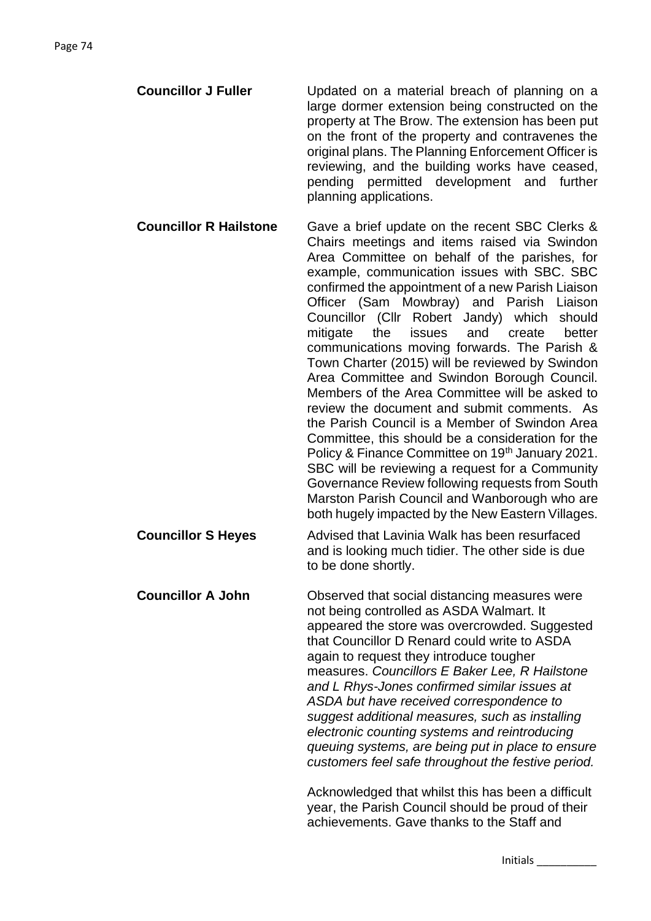**Councillor J Fuller** Updated on a material breach of planning on a large dormer extension being constructed on the property at The Brow. The extension has been put on the front of the property and contravenes the original plans. The Planning Enforcement Officer is reviewing, and the building works have ceased, pending permitted development and further planning applications.

**Councillor R Hailstone** Gave a brief update on the recent SBC Clerks & Chairs meetings and items raised via Swindon Area Committee on behalf of the parishes, for example, communication issues with SBC. SBC confirmed the appointment of a new Parish Liaison Officer (Sam Mowbray) and Parish Liaison Councillor (Cllr Robert Jandy) which should mitigate the issues and create better communications moving forwards. The Parish & Town Charter (2015) will be reviewed by Swindon Area Committee and Swindon Borough Council. Members of the Area Committee will be asked to review the document and submit comments. As the Parish Council is a Member of Swindon Area Committee, this should be a consideration for the Policy & Finance Committee on 19th January 2021. SBC will be reviewing a request for a Community Governance Review following requests from South Marston Parish Council and Wanborough who are both hugely impacted by the New Eastern Villages.

**Councillor S Heyes** Advised that Lavinia Walk has been resurfaced and is looking much tidier. The other side is due to be done shortly.

**Councillor A John** Observed that social distancing measures were not being controlled as ASDA Walmart. It appeared the store was overcrowded. Suggested that Councillor D Renard could write to ASDA again to request they introduce tougher measures. *Councillors E Baker Lee, R Hailstone and L Rhys-Jones confirmed similar issues at ASDA but have received correspondence to suggest additional measures, such as installing electronic counting systems and reintroducing queuing systems, are being put in place to ensure customers feel safe throughout the festive period.*

Acknowledged that whilst this has been a difficult year, the Parish Council should be proud of their achievements. Gave thanks to the Staff and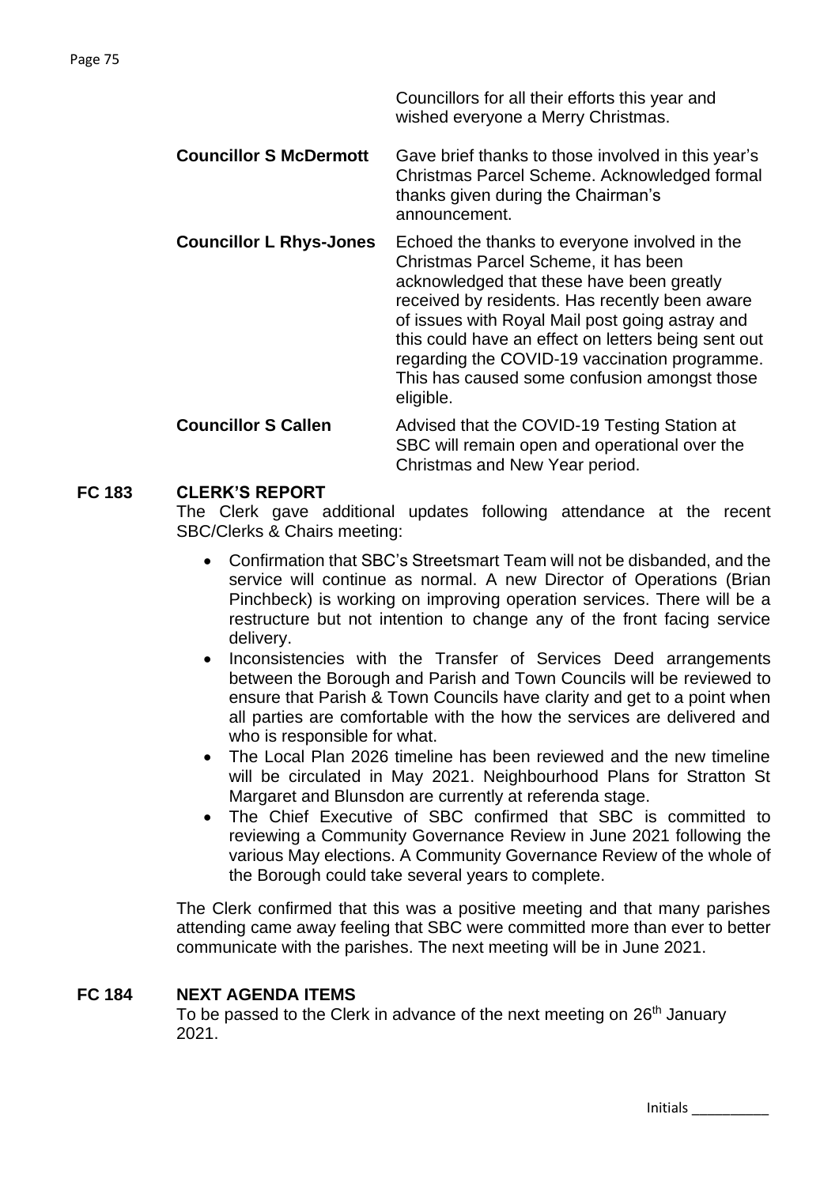| | |
|---|---|
| | Councillors for all their efforts this year and wished everyone a Merry Christmas. |
| **Councillor S McDermott** | Gave brief thanks to those involved in this year's Christmas Parcel Scheme. Acknowledged formal thanks given during the Chairman's announcement. |
| **Councillor L Rhys-Jones** | Echoed the thanks to everyone involved in the Christmas Parcel Scheme, it has been acknowledged that these have been greatly received by residents. Has recently been aware of issues with Royal Mail post going astray and this could have an effect on letters being sent out regarding the COVID-19 vaccination programme. This has caused some confusion amongst those eligible. |
| **Councillor S Callen** | Advised that the COVID-19 Testing Station at SBC will remain open and operational over the Christmas and New Year period. |

**FC 183 CLERK'S REPORT**

The Clerk gave additional updates following attendance at the recent SBC/Clerks & Chairs meeting:

- Confirmation that SBC's Streetsmart Team will not be disbanded, and the service will continue as normal. A new Director of Operations (Brian Pinchbeck) is working on improving operation services. There will be a restructure but not intention to change any of the front facing service delivery.
- Inconsistencies with the Transfer of Services Deed arrangements between the Borough and Parish and Town Councils will be reviewed to ensure that Parish & Town Councils have clarity and get to a point when all parties are comfortable with the how the services are delivered and who is responsible for what.
- The Local Plan 2026 timeline has been reviewed and the new timeline will be circulated in May 2021. Neighbourhood Plans for Stratton St Margaret and Blunsdon are currently at referenda stage.
- The Chief Executive of SBC confirmed that SBC is committed to reviewing a Community Governance Review in June 2021 following the various May elections. A Community Governance Review of the whole of the Borough could take several years to complete.

The Clerk confirmed that this was a positive meeting and that many parishes attending came away feeling that SBC were committed more than ever to better communicate with the parishes. The next meeting will be in June 2021.

**FC 184 NEXT AGENDA ITEMS**

To be passed to the Clerk in advance of the next meeting on 26th January 2021.

Initials __________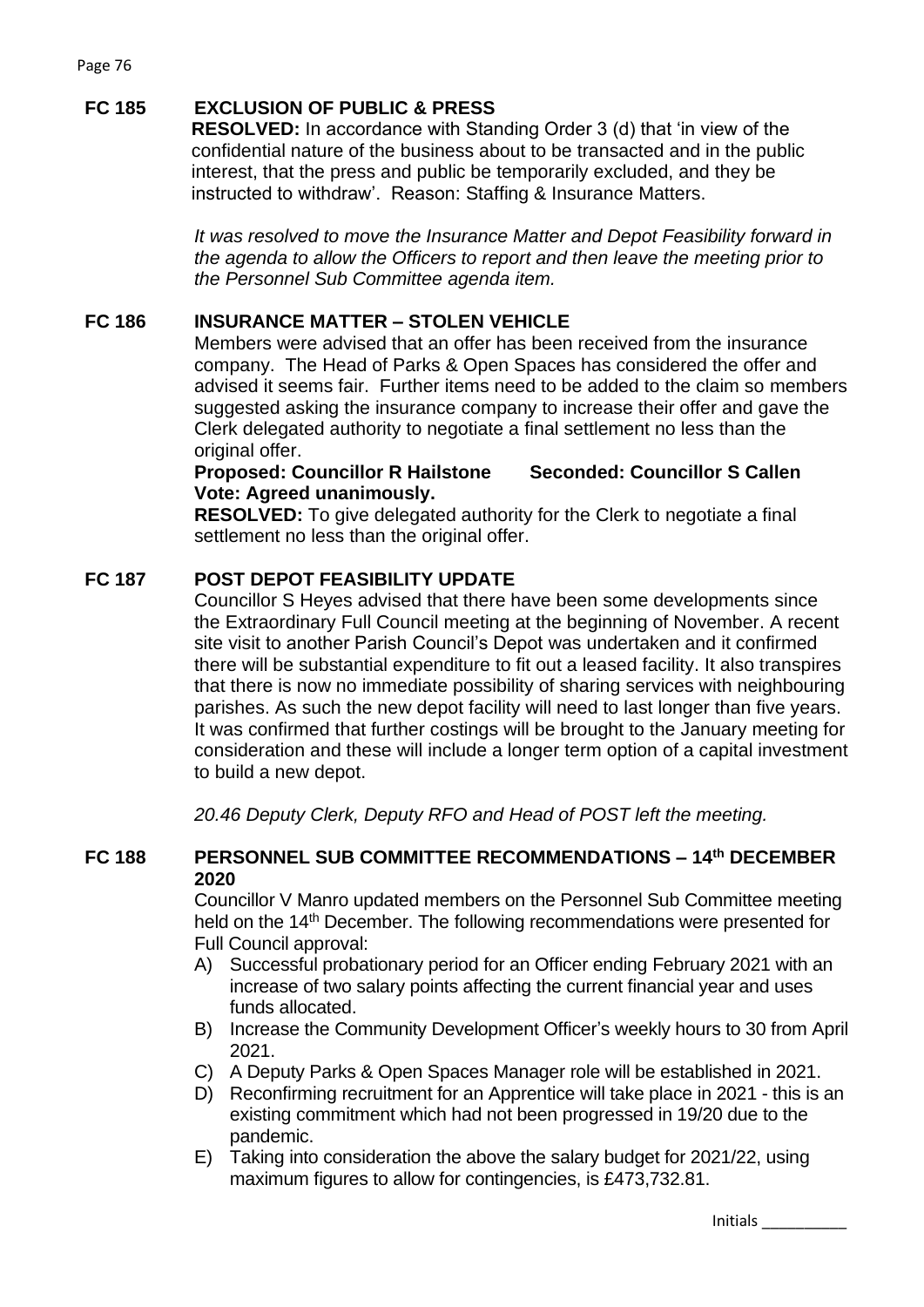## FC 185 EXCLUSION OF PUBLIC & PRESS

**RESOLVED:** In accordance with Standing Order 3 (d) that 'in view of the confidential nature of the business about to be transacted and in the public interest, that the press and public be temporarily excluded, and they be instructed to withdraw'. Reason: Staffing & Insurance Matters.

*It was resolved to move the Insurance Matter and Depot Feasibility forward in the agenda to allow the Officers to report and then leave the meeting prior to the Personnel Sub Committee agenda item.*

## FC 186 INSURANCE MATTER – STOLEN VEHICLE

Members were advised that an offer has been received from the insurance company. The Head of Parks & Open Spaces has considered the offer and advised it seems fair. Further items need to be added to the claim so members suggested asking the insurance company to increase their offer and gave the Clerk delegated authority to negotiate a final settlement no less than the original offer.

**Proposed: Councillor R Hailstone Seconded: Councillor S Callen**
**Vote: Agreed unanimously.**

**RESOLVED:** To give delegated authority for the Clerk to negotiate a final settlement no less than the original offer.

## FC 187 POST DEPOT FEASIBILITY UPDATE

Councillor S Heyes advised that there have been some developments since the Extraordinary Full Council meeting at the beginning of November. A recent site visit to another Parish Council's Depot was undertaken and it confirmed there will be substantial expenditure to fit out a leased facility. It also transpires that there is now no immediate possibility of sharing services with neighbouring parishes. As such the new depot facility will need to last longer than five years. It was confirmed that further costings will be brought to the January meeting for consideration and these will include a longer term option of a capital investment to build a new depot.

*20.46 Deputy Clerk, Deputy RFO and Head of POST left the meeting.*

## FC 188 PERSONNEL SUB COMMITTEE RECOMMENDATIONS – 14th DECEMBER 2020

Councillor V Manro updated members on the Personnel Sub Committee meeting held on the 14th December. The following recommendations were presented for Full Council approval:

A) Successful probationary period for an Officer ending February 2021 with an increase of two salary points affecting the current financial year and uses funds allocated.
B) Increase the Community Development Officer's weekly hours to 30 from April 2021.
C) A Deputy Parks & Open Spaces Manager role will be established in 2021.
D) Reconfirming recruitment for an Apprentice will take place in 2021 - this is an existing commitment which had not been progressed in 19/20 due to the pandemic.
E) Taking into consideration the above the salary budget for 2021/22, using maximum figures to allow for contingencies, is £473,732.81.

Initials __________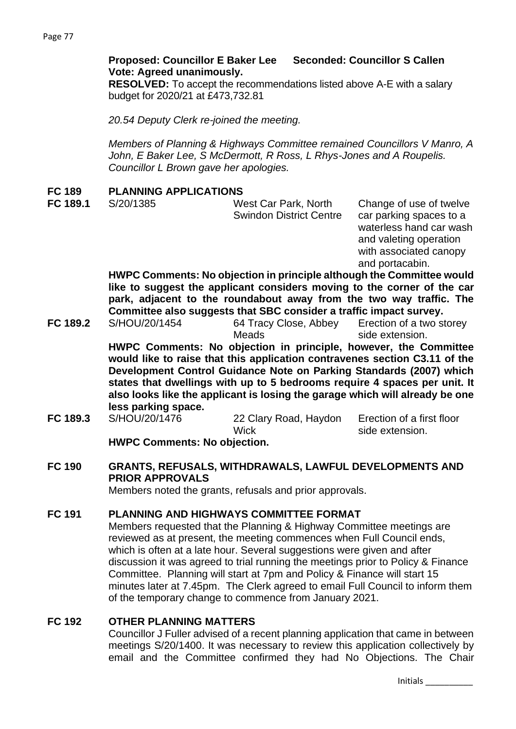**Proposed: Councillor E Baker Lee Seconded: Councillor S Callen**
**Vote: Agreed unanimously.**
**RESOLVED:** To accept the recommendations listed above A-E with a salary budget for 2020/21 at £473,732.81

*20.54 Deputy Clerk re-joined the meeting.*

*Members of Planning & Highways Committee remained Councillors V Manro, A John, E Baker Lee, S McDermott, R Ross, L Rhys-Jones and A Roupelis. Councillor L Brown gave her apologies.*

## FC 189 PLANNING APPLICATIONS

| | | | |
|---|---|---|---|
| **FC 189.1** | S/20/1385 | West Car Park, North Swindon District Centre | Change of use of twelve car parking spaces to a waterless hand car wash and valeting operation with associated canopy and portacabin. |

**HWPC Comments: No objection in principle although the Committee would like to suggest the applicant considers moving to the corner of the car park, adjacent to the roundabout away from the two way traffic. The Committee also suggests that SBC consider a traffic impact survey.**

| | | | |
|---|---|---|---|
| **FC 189.2** | S/HOU/20/1454 | 64 Tracy Close, Abbey Meads | Erection of a two storey side extension. |

**HWPC Comments: No objection in principle, however, the Committee would like to raise that this application contravenes section C3.11 of the Development Control Guidance Note on Parking Standards (2007) which states that dwellings with up to 5 bedrooms require 4 spaces per unit. It also looks like the applicant is losing the garage which will already be one less parking space.**

| | | | |
|---|---|---|---|
| **FC 189.3** | S/HOU/20/1476 | 22 Clary Road, Haydon Wick | Erection of a first floor side extension. |

**HWPC Comments: No objection.**

## FC 190 GRANTS, REFUSALS, WITHDRAWALS, LAWFUL DEVELOPMENTS AND PRIOR APPROVALS

Members noted the grants, refusals and prior approvals.

## FC 191 PLANNING AND HIGHWAYS COMMITTEE FORMAT

Members requested that the Planning & Highway Committee meetings are reviewed as at present, the meeting commences when Full Council ends, which is often at a late hour. Several suggestions were given and after discussion it was agreed to trial running the meetings prior to Policy & Finance Committee. Planning will start at 7pm and Policy & Finance will start 15 minutes later at 7.45pm. The Clerk agreed to email Full Council to inform them of the temporary change to commence from January 2021.

## FC 192 OTHER PLANNING MATTERS

Councillor J Fuller advised of a recent planning application that came in between meetings S/20/1400. It was necessary to review this application collectively by email and the Committee confirmed they had No Objections. The Chair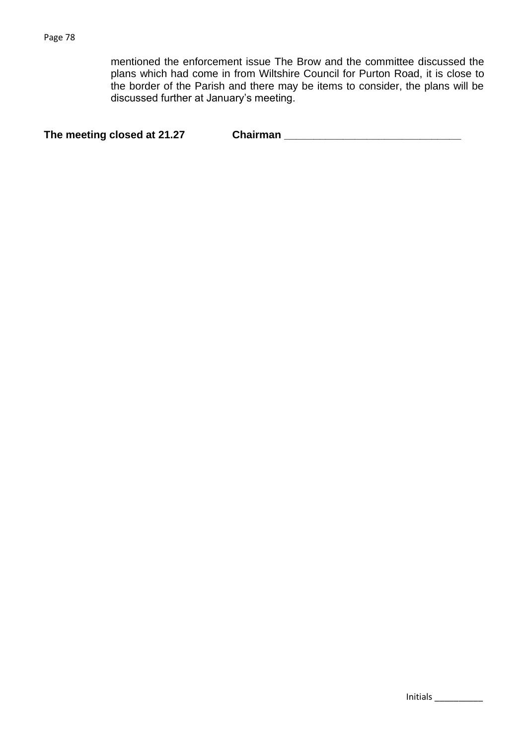mentioned the enforcement issue The Brow and the committee discussed the plans which had come in from Wiltshire Council for Purton Road, it is close to the border of the Parish and there may be items to consider, the plans will be discussed further at January's meeting.

**The meeting closed at 21.27** **Chairman _______________________________**

Initials __________